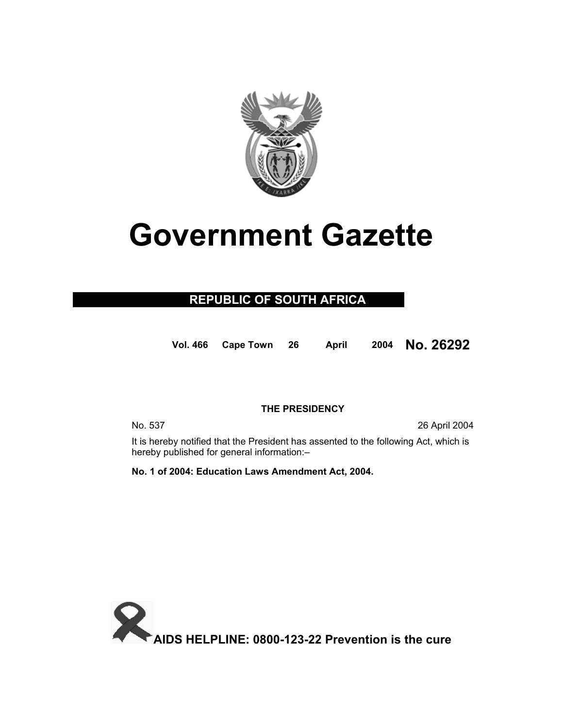# Government Gazette

**REPUBLIC OF SOUTH AFRICA**

**Vol. 466 Cape Town 26 April 2004 No. 26292**

**THE PRESIDENCY**

No. 537 26 April 2004

It is hereby notified that the President has assented to the following Act, which is hereby published for general information:–

**No. 1 of 2004: Education Laws Amendment Act, 2004.**

**AIDS HELPLINE: 0800-123-22 Prevention is the cure**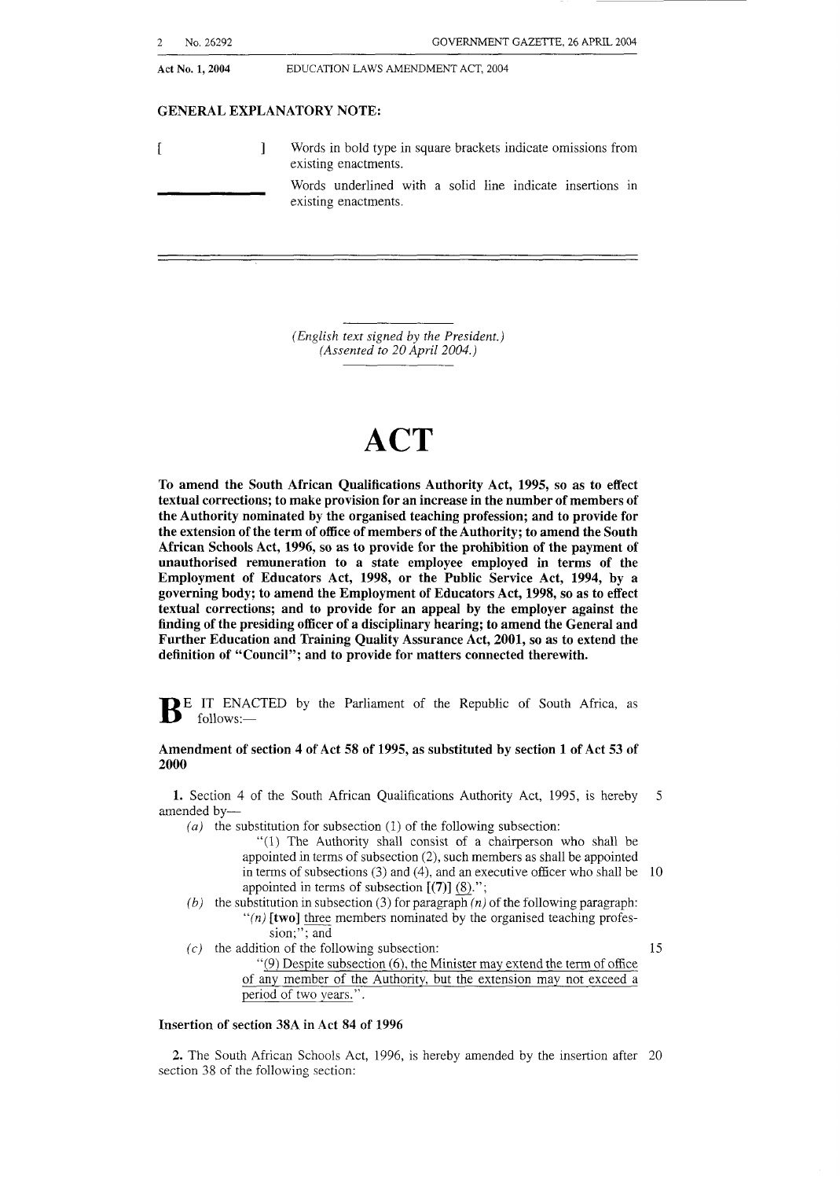Act No. 1, 2004 EDUCATION LAWS AMENDMENT ACT, 2004

**GENERAL EXPLANATORY NOTE:**

**[ ]** Words in bold type in square brackets indicate omissions from existing enactments.

\_\_\_\_\_\_\_\_\_\_ Words underlined with a solid line indicate insertions in existing enactments.

---

*(English text signed by the President.)*
*(Assented to 20 April 2004.)*

# ACT

**To amend the South African Qualifications Authority Act, 1995, so as to effect textual corrections; to make provision for an increase in the number of members of the Authority nominated by the organised teaching profession; and to provide for the extension of the term of office of members of the Authority; to amend the South African Schools Act, 1996, so as to provide for the prohibition of the payment of unauthorised remuneration to a state employee employed in terms of the Employment of Educators Act, 1998, or the Public Service Act, 1994, by a governing body; to amend the Employment of Educators Act, 1998, so as to effect textual corrections; and to provide for an appeal by the employer against the finding of the presiding officer of a disciplinary hearing; to amend the General and Further Education and Training Quality Assurance Act, 2001, so as to extend the definition of "Council"; and to provide for matters connected therewith.**

BE IT ENACTED by the Parliament of the Republic of South Africa, as follows:—

**Amendment of section 4 of Act 58 of 1995, as substituted by section 1 of Act 53 of 2000**

**1.** Section 4 of the South African Qualifications Authority Act, 1995, is hereby amended by—

*(a)* the substitution for subsection (1) of the following subsection:

"(1) The Authority shall consist of a chairperson who shall be appointed in terms of subsection (2), such members as shall be appointed in terms of subsections (3) and (4), and an executive officer who shall be appointed in terms of subsection **[(7)]** <u>(8)</u>.";

*(b)* the substitution in subsection (3) for paragraph *(n)* of the following paragraph:

"*(n)* **[two]** <u>three</u> members nominated by the organised teaching profession;"; and

*(c)* the addition of the following subsection:

"<u>(9) Despite subsection (6), the Minister may extend the term of office of any member of the Authority, but the extension may not exceed a period of two years.</u>".

**Insertion of section 38A in Act 84 of 1996**

**2.** The South African Schools Act, 1996, is hereby amended by the insertion after section 38 of the following section: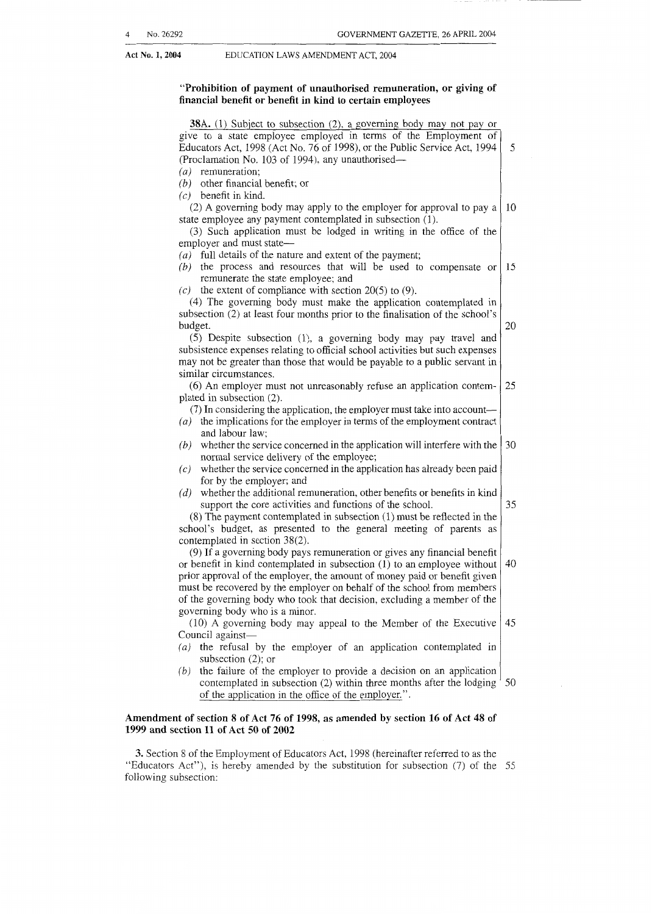**"Prohibition of payment of unauthorised remuneration, or giving of financial benefit or benefit in kind to certain employees**

**38A.** (1) Subject to subsection (2), a governing body may not pay or give to a state employee employed in terms of the Employment of Educators Act, 1998 (Act No. 76 of 1998), or the Public Service Act, 1994 (Proclamation No. 103 of 1994), any unauthorised—

*(a)* remuneration;

*(b)* other financial benefit; or

*(c)* benefit in kind.

(2) A governing body may apply to the employer for approval to pay a state employee any payment contemplated in subsection (1).

(3) Such application must be lodged in writing in the office of the employer and must state—

*(a)* full details of the nature and extent of the payment;

*(b)* the process and resources that will be used to compensate or remunerate the state employee; and

*(c)* the extent of compliance with section 20(5) to (9).

(4) The governing body must make the application contemplated in subsection (2) at least four months prior to the finalisation of the school's budget.

(5) Despite subsection (1), a governing body may pay travel and subsistence expenses relating to official school activities but such expenses may not be greater than those that would be payable to a public servant in similar circumstances.

(6) An employer must not unreasonably refuse an application contemplated in subsection (2).

(7) In considering the application, the employer must take into account—

*(a)* the implications for the employer in terms of the employment contract and labour law;

*(b)* whether the service concerned in the application will interfere with the normal service delivery of the employee;

*(c)* whether the service concerned in the application has already been paid for by the employer; and

*(d)* whether the additional remuneration, other benefits or benefits in kind support the core activities and functions of the school.

(8) The payment contemplated in subsection (1) must be reflected in the school's budget, as presented to the general meeting of parents as contemplated in section 38(2).

(9) If a governing body pays remuneration or gives any financial benefit or benefit in kind contemplated in subsection (1) to an employee without prior approval of the employer, the amount of money paid or benefit given must be recovered by the employer on behalf of the school from members of the governing body who took that decision, excluding a member of the governing body who is a minor.

(10) A governing body may appeal to the Member of the Executive Council against—

*(a)* the refusal by the employer of an application contemplated in subsection (2); or

*(b)* the failure of the employer to provide a decision on an application contemplated in subsection (2) within three months after the lodging of the application in the office of the employer.".

**Amendment of section 8 of Act 76 of 1998, as amended by section 16 of Act 48 of 1999 and section 11 of Act 50 of 2002**

**3.** Section 8 of the Employment of Educators Act, 1998 (hereinafter referred to as the "Educators Act"), is hereby amended by the substitution for subsection (7) of the following subsection: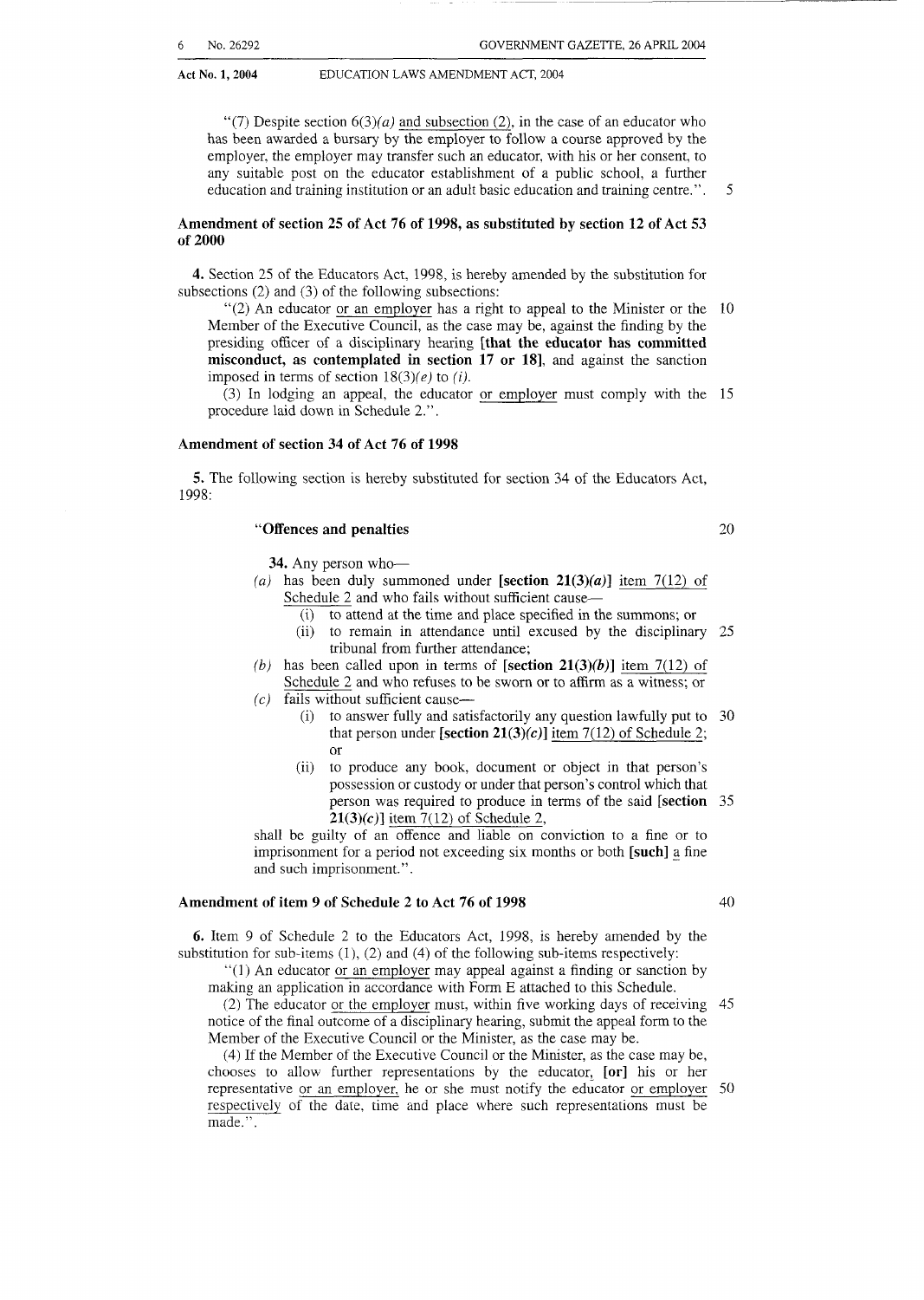"(7) Despite section 6(3)*(a)* and subsection (2), in the case of an educator who has been awarded a bursary by the employer to follow a course approved by the employer, the employer may transfer such an educator, with his or her consent, to any suitable post on the educator establishment of a public school, a further education and training institution or an adult basic education and training centre.".

**Amendment of section 25 of Act 76 of 1998, as substituted by section 12 of Act 53 of 2000**

**4.** Section 25 of the Educators Act, 1998, is hereby amended by the substitution for subsections (2) and (3) of the following subsections:

"(2) An educator or an employer has a right to appeal to the Minister or the Member of the Executive Council, as the case may be, against the finding by the presiding officer of a disciplinary hearing **[that the educator has committed misconduct, as contemplated in section 17 or 18]**, and against the sanction imposed in terms of section 18(3)*(e)* to *(i)*.

(3) In lodging an appeal, the educator or employer must comply with the procedure laid down in Schedule 2.".

**Amendment of section 34 of Act 76 of 1998**

**5.** The following section is hereby substituted for section 34 of the Educators Act, 1998:

"**Offences and penalties**

**34.** Any person who—

*(a)* has been duly summoned under **[section 21(3)*(a)*]** item 7(12) of Schedule 2 and who fails without sufficient cause—
   - (i) to attend at the time and place specified in the summons; or
   - (ii) to remain in attendance until excused by the disciplinary tribunal from further attendance;

*(b)* has been called upon in terms of **[section 21(3)*(b)*]** item 7(12) of Schedule 2 and who refuses to be sworn or to affirm as a witness; or

*(c)* fails without sufficient cause—
   - (i) to answer fully and satisfactorily any question lawfully put to that person under **[section 21(3)*(c)*]** item 7(12) of Schedule 2; or
   - (ii) to produce any book, document or object in that person's possession or custody or under that person's control which that person was required to produce in terms of the said **[section 21(3)*(c)*]** item 7(12) of Schedule 2,

shall be guilty of an offence and liable on conviction to a fine or to imprisonment for a period not exceeding six months or both **[such]** a fine and such imprisonment.".

**Amendment of item 9 of Schedule 2 to Act 76 of 1998**

**6.** Item 9 of Schedule 2 to the Educators Act, 1998, is hereby amended by the substitution for sub-items (1), (2) and (4) of the following sub-items respectively:

"(1) An educator or an employer may appeal against a finding or sanction by making an application in accordance with Form E attached to this Schedule.

(2) The educator or the employer must, within five working days of receiving notice of the final outcome of a disciplinary hearing, submit the appeal form to the Member of the Executive Council or the Minister, as the case may be.

(4) If the Member of the Executive Council or the Minister, as the case may be, chooses to allow further representations by the educator, **[or]** his or her representative or an employer, he or she must notify the educator or employer respectively of the date, time and place where such representations must be made.".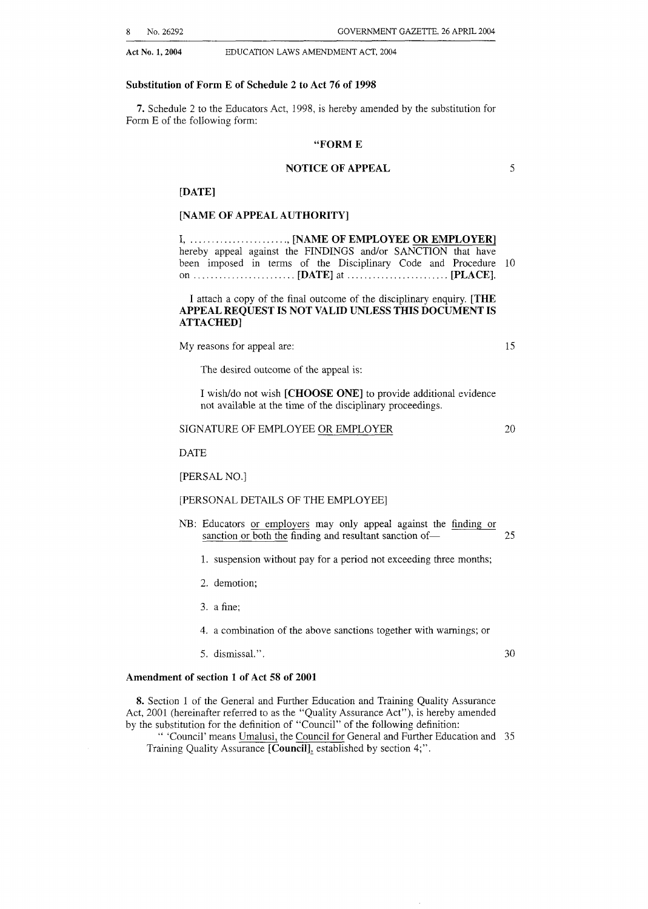**Substitution of Form E of Schedule 2 to Act 76 of 1998**

**7.** Schedule 2 to the Educators Act, 1998, is hereby amended by the substitution for Form E of the following form:

**"FORM E**

**NOTICE OF APPEAL**

**[DATE]**

**[NAME OF APPEAL AUTHORITY]**

I, ......................., **[NAME OF EMPLOYEE <u>OR EMPLOYER</u>]** hereby appeal against the FINDINGS and/or SANCTION that have been imposed in terms of the Disciplinary Code and Procedure on ........................ **[DATE]** at ........................ **[PLACE]**.

I attach a copy of the final outcome of the disciplinary enquiry. **[THE APPEAL REQUEST IS NOT VALID UNLESS THIS DOCUMENT IS ATTACHED]**

My reasons for appeal are:

The desired outcome of the appeal is:

I wish/do not wish **[CHOOSE ONE]** to provide additional evidence not available at the time of the disciplinary proceedings.

SIGNATURE OF EMPLOYEE <u>OR EMPLOYER</u>

DATE

[PERSAL NO.]

[PERSONAL DETAILS OF THE EMPLOYEE]

NB: Educators <u>or employers</u> may only appeal against the <u>finding or sanction or both the</u> finding and resultant sanction of—

1. suspension without pay for a period not exceeding three months;
2. demotion;
3. a fine;
4. a combination of the above sanctions together with warnings; or
5. dismissal.".

**Amendment of section 1 of Act 58 of 2001**

**8.** Section 1 of the General and Further Education and Training Quality Assurance Act, 2001 (hereinafter referred to as the "Quality Assurance Act"), is hereby amended by the substitution for the definition of "Council" of the following definition:

" 'Council' means <u>Umalusi, the Council for</u> General and Further Education and Training Quality Assurance **[Council]**<u>,</u> established by section 4;".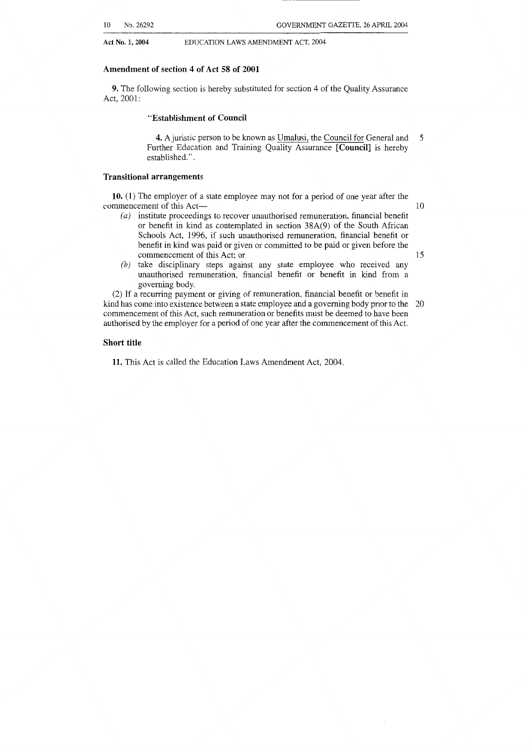**Amendment of section 4 of Act 58 of 2001**

**9.** The following section is hereby substituted for section 4 of the Quality Assurance Act, 2001:

> "**Establishment of Council**
>
> **4.** A juristic person to be known as Umalusi, the Council for General and Further Education and Training Quality Assurance **[Council]** is hereby established.".

**Transitional arrangements**

**10.** (1) The employer of a state employee may not for a period of one year after the commencement of this Act—

*(a)* institute proceedings to recover unauthorised remuneration, financial benefit or benefit in kind as contemplated in section 38A(9) of the South African Schools Act, 1996, if such unauthorised remuneration, financial benefit or benefit in kind was paid or given or committed to be paid or given before the commencement of this Act; or

*(b)* take disciplinary steps against any state employee who received any unauthorised remuneration, financial benefit or benefit in kind from a governing body.

(2) If a recurring payment or giving of remuneration, financial benefit or benefit in kind has come into existence between a state employee and a governing body prior to the commencement of this Act, such remuneration or benefits must be deemed to have been authorised by the employer for a period of one year after the commencement of this Act.

**Short title**

**11.** This Act is called the Education Laws Amendment Act, 2004.